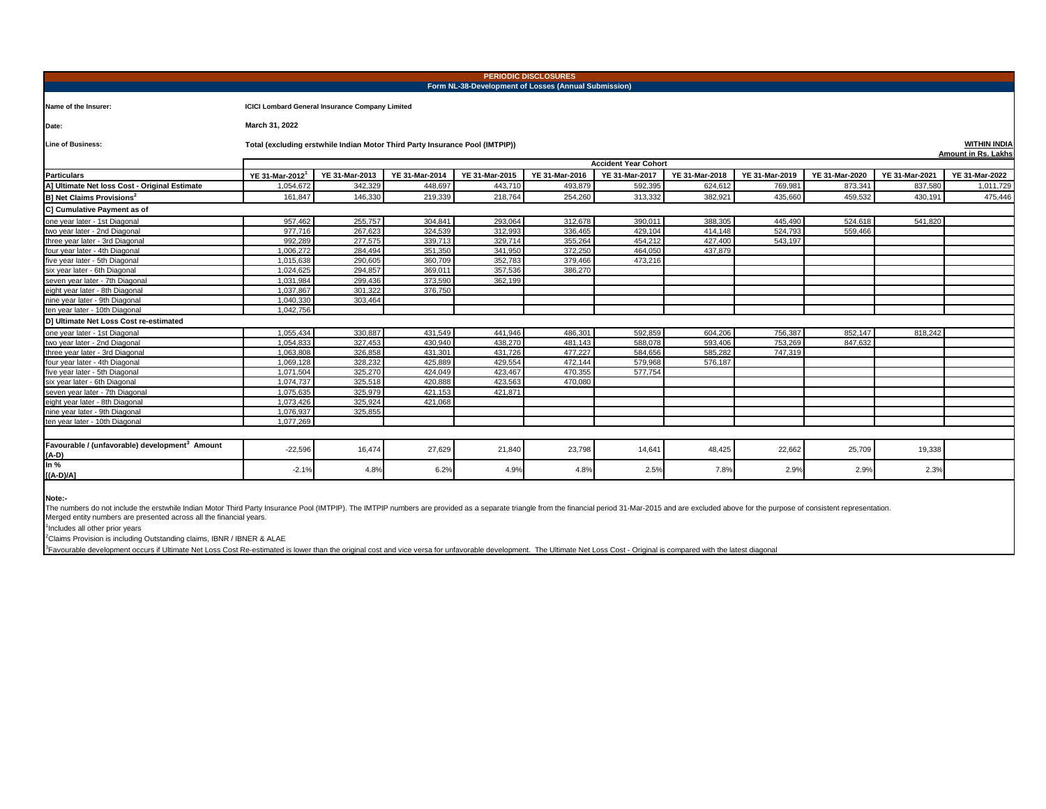# PERIODIC DISCLOSURES

## Form NL-38-Development of Losses (Annual Submission)

**Name of the Insurer:** ICICI Lombard General Insurance Company Limited

**Date:** March 31, 2022

**Line of Business:** Total (excluding erstwhile Indian Motor Third Party Insurance Pool (IMTPIP))

**WITHIN INDIA**

**Amount in Rs. Lakhs**

| | Accident Year Cohort | | | | | | | | | | |
|---|---|---|---|---|---|---|---|---|---|---|---|
| **Particulars** | **YE 31-Mar-2012[1]** | **YE 31-Mar-2013** | **YE 31-Mar-2014** | **YE 31-Mar-2015** | **YE 31-Mar-2016** | **YE 31-Mar-2017** | **YE 31-Mar-2018** | **YE 31-Mar-2019** | **YE 31-Mar-2020** | **YE 31-Mar-2021** | **YE 31-Mar-2022** |
| **A] Ultimate Net loss Cost - Original Estimate** | 1,054,672 | 342,329 | 448,697 | 443,710 | 493,879 | 592,395 | 624,612 | 769,981 | 873,341 | 837,580 | 1,011,729 |
| **B] Net Claims Provisions[2]** | 161,847 | 146,330 | 219,339 | 218,764 | 254,260 | 313,332 | 382,921 | 435,660 | 459,532 | 430,191 | 475,446 |
| **C] Cumulative Payment as of** | | | | | | | | | | | |
| one year later - 1st Diagonal | 957,462 | 255,757 | 304,841 | 293,064 | 312,678 | 390,011 | 388,305 | 445,490 | 524,618 | 541,820 | |
| two year later - 2nd Diagonal | 977,716 | 267,623 | 324,539 | 312,993 | 336,465 | 429,104 | 414,148 | 524,793 | 559,466 | | |
| three year later - 3rd Diagonal | 992,289 | 277,575 | 339,713 | 329,714 | 355,264 | 454,212 | 427,400 | 543,197 | | | |
| four year later - 4th Diagonal | 1,006,272 | 284,494 | 351,350 | 341,950 | 372,250 | 464,050 | 437,879 | | | | |
| five year later - 5th Diagonal | 1,015,638 | 290,605 | 360,709 | 352,783 | 379,466 | 473,216 | | | | | |
| six year later - 6th Diagonal | 1,024,625 | 294,857 | 369,011 | 357,536 | 386,270 | | | | | | |
| seven year later - 7th Diagonal | 1,031,984 | 299,436 | 373,590 | 362,199 | | | | | | | |
| eight year later - 8th Diagonal | 1,037,867 | 301,322 | 376,750 | | | | | | | | |
| nine year later - 9th Diagonal | 1,040,330 | 303,464 | | | | | | | | | |
| ten year later - 10th Diagonal | 1,042,756 | | | | | | | | | | |
| **D] Ultimate Net Loss Cost re-estimated** | | | | | | | | | | | |
| one year later - 1st Diagonal | 1,055,434 | 330,887 | 431,549 | 441,946 | 486,301 | 592,859 | 604,206 | 756,387 | 852,147 | 818,242 | |
| two year later - 2nd Diagonal | 1,054,833 | 327,453 | 430,940 | 438,270 | 481,143 | 588,078 | 593,406 | 753,269 | 847,632 | | |
| three year later - 3rd Diagonal | 1,063,808 | 326,858 | 431,301 | 431,726 | 477,227 | 584,656 | 585,282 | 747,319 | | | |
| four year later - 4th Diagonal | 1,069,128 | 328,232 | 425,889 | 429,554 | 472,144 | 579,968 | 576,187 | | | | |
| five year later - 5th Diagonal | 1,071,504 | 325,270 | 424,049 | 423,467 | 470,355 | 577,754 | | | | | |
| six year later - 6th Diagonal | 1,074,737 | 325,518 | 420,888 | 423,563 | 470,080 | | | | | | |
| seven year later - 7th Diagonal | 1,075,635 | 325,979 | 421,153 | 421,871 | | | | | | | |
| eight year later - 8th Diagonal | 1,073,426 | 325,924 | 421,068 | | | | | | | | |
| nine year later - 9th Diagonal | 1,076,937 | 325,855 | | | | | | | | | |
| ten year later - 10th Diagonal | 1,077,269 | | | | | | | | | | |
| **Favourable / (unfavorable) development[3] Amount (A-D)** | -22,596 | 16,474 | 27,629 | 21,840 | 23,798 | 14,641 | 48,425 | 22,662 | 25,709 | 19,338 | |
| **In % [(A-D)/A]** | -2.1% | 4.8% | 6.2% | 4.9% | 4.8% | 2.5% | 7.8% | 2.9% | 2.9% | 2.3% | |

**Note:-**

The numbers do not include the erstwhile Indian Motor Third Party Insurance Pool (IMTPIP). The IMTPIP numbers are provided as a separate triangle from the financial period 31-Mar-2015 and are excluded above for the purpose of consistent representation.
Merged entity numbers are presented across all the financial years.

[1] Includes all other prior years

[2] Claims Provision is including Outstanding claims, IBNR / IBNER & ALAE

[3] Favourable development occurs if Ultimate Net Loss Cost Re-estimated is lower than the original cost and vice versa for unfavorable development. The Ultimate Net Loss Cost - Original is compared with the latest diagonal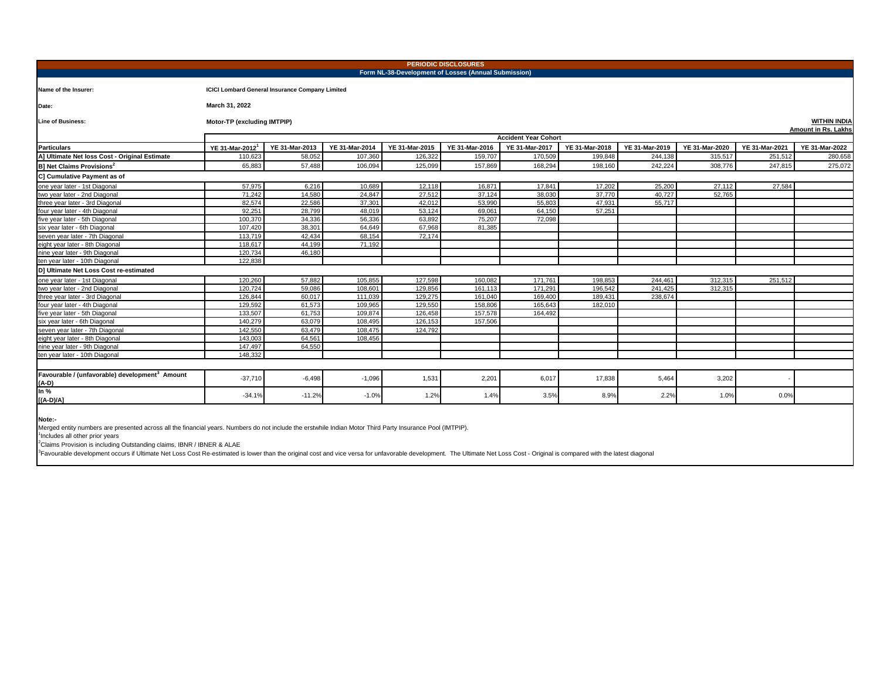## PERIODIC DISCLOSURES

### Form NL-38-Development of Losses (Annual Submission)

**Name of the Insurer:** ICICI Lombard General Insurance Company Limited

**Date:** March 31, 2022

**Line of Business:** Motor-TP (excluding IMTPIP)

**WITHIN INDIA**

**Amount in Rs. Lakhs**

| | Accident Year Cohort | | | | | | | | | | |
|---|---|---|---|---|---|---|---|---|---|---|---|
| **Particulars** | **YE 31-Mar-2012[1]** | **YE 31-Mar-2013** | **YE 31-Mar-2014** | **YE 31-Mar-2015** | **YE 31-Mar-2016** | **YE 31-Mar-2017** | **YE 31-Mar-2018** | **YE 31-Mar-2019** | **YE 31-Mar-2020** | **YE 31-Mar-2021** | **YE 31-Mar-2022** |
| **A] Ultimate Net loss Cost - Original Estimate** | 110,623 | 58,052 | 107,360 | 126,322 | 159,707 | 170,509 | 199,848 | 244,138 | 315,517 | 251,512 | 280,658 |
| **B] Net Claims Provisions[2]** | 65,883 | 57,488 | 106,094 | 125,099 | 157,869 | 168,294 | 198,160 | 242,224 | 308,776 | 247,815 | 275,072 |
| **C] Cumulative Payment as of** | | | | | | | | | | | |
| one year later - 1st Diagonal | 57,975 | 6,216 | 10,689 | 12,118 | 16,871 | 17,841 | 17,202 | 25,200 | 27,112 | 27,584 | |
| two year later - 2nd Diagonal | 71,242 | 14,580 | 24,847 | 27,512 | 37,124 | 38,030 | 37,770 | 40,727 | 52,765 | | |
| three year later - 3rd Diagonal | 82,574 | 22,586 | 37,301 | 42,012 | 53,990 | 55,803 | 47,931 | 55,717 | | | |
| four year later - 4th Diagonal | 92,251 | 28,799 | 48,019 | 53,124 | 69,061 | 64,150 | 57,251 | | | | |
| five year later - 5th Diagonal | 100,370 | 34,336 | 56,336 | 63,892 | 75,207 | 72,098 | | | | | |
| six year later - 6th Diagonal | 107,420 | 38,301 | 64,649 | 67,968 | 81,385 | | | | | | |
| seven year later - 7th Diagonal | 113,719 | 42,434 | 68,154 | 72,174 | | | | | | | |
| eight year later - 8th Diagonal | 118,617 | 44,199 | 71,192 | | | | | | | | |
| nine year later - 9th Diagonal | 120,734 | 46,180 | | | | | | | | | |
| ten year later - 10th Diagonal | 122,838 | | | | | | | | | | |
| **D] Ultimate Net Loss Cost re-estimated** | | | | | | | | | | | |
| one year later - 1st Diagonal | 120,260 | 57,882 | 105,855 | 127,598 | 160,082 | 171,761 | 198,853 | 244,461 | 312,315 | 251,512 | |
| two year later - 2nd Diagonal | 120,724 | 59,086 | 108,601 | 129,856 | 161,113 | 171,291 | 196,542 | 241,425 | 312,315 | | |
| three year later - 3rd Diagonal | 126,844 | 60,017 | 111,039 | 129,275 | 161,040 | 169,400 | 189,431 | 238,674 | | | |
| four year later - 4th Diagonal | 129,592 | 61,573 | 109,965 | 129,550 | 158,806 | 165,643 | 182,010 | | | | |
| five year later - 5th Diagonal | 133,507 | 61,753 | 109,874 | 126,458 | 157,578 | 164,492 | | | | | |
| six year later - 6th Diagonal | 140,279 | 63,079 | 108,495 | 126,153 | 157,506 | | | | | | |
| seven year later - 7th Diagonal | 142,550 | 63,479 | 108,475 | 124,792 | | | | | | | |
| eight year later - 8th Diagonal | 143,003 | 64,561 | 108,456 | | | | | | | | |
| nine year later - 9th Diagonal | 147,497 | 64,550 | | | | | | | | | |
| ten year later - 10th Diagonal | 148,332 | | | | | | | | | | |
| **Favourable / (unfavorable) development[3] Amount (A-D)** | -37,710 | -6,498 | -1,096 | 1,531 | 2,201 | 6,017 | 17,838 | 5,464 | 3,202 | - | |
| **In % [(A-D)/A]** | -34.1% | -11.2% | -1.0% | 1.2% | 1.4% | 3.5% | 8.9% | 2.2% | 1.0% | 0.0% | |

**Note:-**

Merged entity numbers are presented across all the financial years. Numbers do not include the erstwhile Indian Motor Third Party Insurance Pool (IMTPIP).

[1]Includes all other prior years

[2]Claims Provision is including Outstanding claims, IBNR / IBNER & ALAE

[3]Favourable development occurs if Ultimate Net Loss Cost Re-estimated is lower than the original cost and vice versa for unfavorable development. The Ultimate Net Loss Cost - Original is compared with the latest diagonal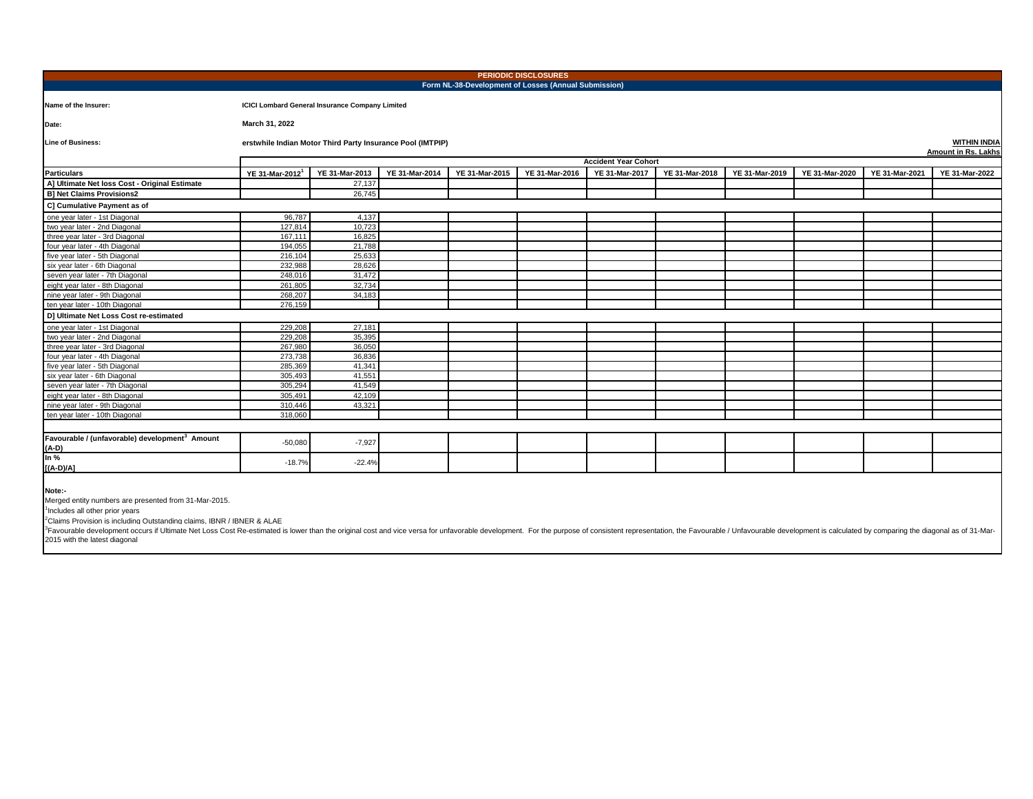**PERIODIC DISCLOSURES**

**Form NL-38-Development of Losses (Annual Submission)**

**Name of the Insurer:** ICICI Lombard General Insurance Company Limited

**Date:** March 31, 2022

**Line of Business:** erstwhile Indian Motor Third Party Insurance Pool (IMTPIP)

**WITHIN INDIA**

**Amount in Rs. Lakhs**

| | Accident Year Cohort | | | | | | | | | | |
|---|---|---|---|---|---|---|---|---|---|---|---|
| **Particulars** | **YE 31-Mar-2012**[1] | **YE 31-Mar-2013** | **YE 31-Mar-2014** | **YE 31-Mar-2015** | **YE 31-Mar-2016** | **YE 31-Mar-2017** | **YE 31-Mar-2018** | **YE 31-Mar-2019** | **YE 31-Mar-2020** | **YE 31-Mar-2021** | **YE 31-Mar-2022** |
| **A] Ultimate Net loss Cost - Original Estimate** | | 27,137 | | | | | | | | | |
| **B] Net Claims Provisions2** | | 26,745 | | | | | | | | | |
| **C] Cumulative Payment as of** | | | | | | | | | | | |
| one year later - 1st Diagonal | 96,787 | 4,137 | | | | | | | | | |
| two year later - 2nd Diagonal | 127,814 | 10,723 | | | | | | | | | |
| three year later - 3rd Diagonal | 167,111 | 16,825 | | | | | | | | | |
| four year later - 4th Diagonal | 194,055 | 21,788 | | | | | | | | | |
| five year later - 5th Diagonal | 216,104 | 25,633 | | | | | | | | | |
| six year later - 6th Diagonal | 232,988 | 28,626 | | | | | | | | | |
| seven year later - 7th Diagonal | 248,016 | 31,472 | | | | | | | | | |
| eight year later - 8th Diagonal | 261,805 | 32,734 | | | | | | | | | |
| nine year later - 9th Diagonal | 268,207 | 34,183 | | | | | | | | | |
| ten year later - 10th Diagonal | 276,159 | | | | | | | | | | |
| **D] Ultimate Net Loss Cost re-estimated** | | | | | | | | | | | |
| one year later - 1st Diagonal | 229,208 | 27,181 | | | | | | | | | |
| two year later - 2nd Diagonal | 229,208 | 35,395 | | | | | | | | | |
| three year later - 3rd Diagonal | 267,980 | 36,050 | | | | | | | | | |
| four year later - 4th Diagonal | 273,738 | 36,836 | | | | | | | | | |
| five year later - 5th Diagonal | 285,369 | 41,341 | | | | | | | | | |
| six year later - 6th Diagonal | 305,493 | 41,551 | | | | | | | | | |
| seven year later - 7th Diagonal | 305,294 | 41,549 | | | | | | | | | |
| eight year later - 8th Diagonal | 305,491 | 42,109 | | | | | | | | | |
| nine year later - 9th Diagonal | 310,446 | 43,321 | | | | | | | | | |
| ten year later - 10th Diagonal | 318,060 | | | | | | | | | | |
| **Favourable / (unfavorable) development**[3] **Amount (A-D)** | -50,080 | -7,927 | | | | | | | | | |
| **In % [(A-D)/A]** | -18.7% | -22.4% | | | | | | | | | |

**Note:-**

Merged entity numbers are presented from 31-Mar-2015.

[1]Includes all other prior years

[2]Claims Provision is including Outstanding claims, IBNR / IBNER & ALAE

[3]Favourable development occurs if Ultimate Net Loss Cost Re-estimated is lower than the original cost and vice versa for unfavorable development. For the purpose of consistent representation, the Favourable / Unfavourable development is calculated by comparing the diagonal as of 31-Mar-2015 with the latest diagonal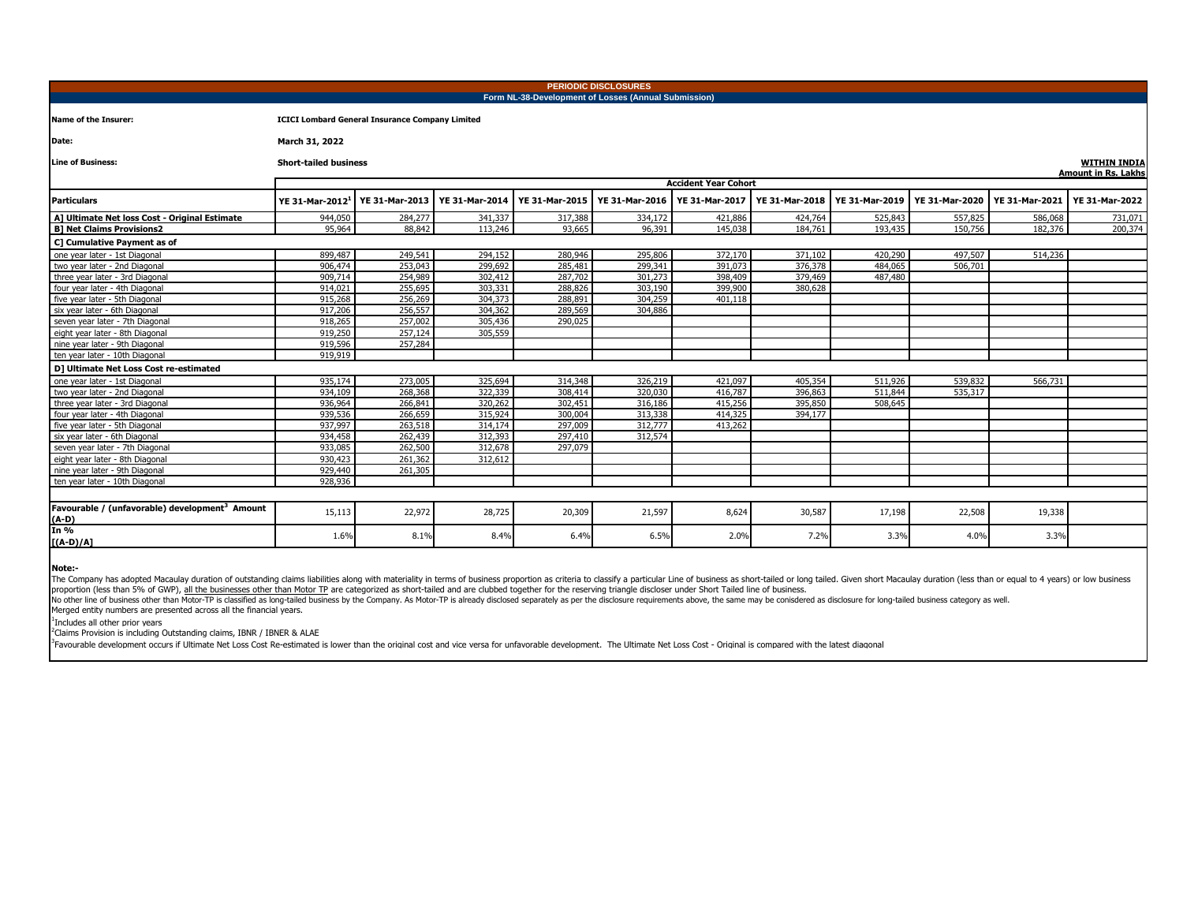# PERIODIC DISCLOSURES

## Form NL-38-Development of Losses (Annual Submission)

**Name of the Insurer:** ICICI Lombard General Insurance Company Limited

**Date:** March 31, 2022

**Line of Business:** Short-tailed business

**WITHIN INDIA**
**Amount in Rs. Lakhs**

| | Accident Year Cohort | | | | | | | | | | |
|---|---|---|---|---|---|---|---|---|---|---|---|
| **Particulars** | **YE 31-Mar-2012[1]** | **YE 31-Mar-2013** | **YE 31-Mar-2014** | **YE 31-Mar-2015** | **YE 31-Mar-2016** | **YE 31-Mar-2017** | **YE 31-Mar-2018** | **YE 31-Mar-2019** | **YE 31-Mar-2020** | **YE 31-Mar-2021** | **YE 31-Mar-2022** |
| **A] Ultimate Net loss Cost - Original Estimate** | 944,050 | 284,277 | 341,337 | 317,388 | 334,172 | 421,886 | 424,764 | 525,843 | 557,825 | 586,068 | 731,071 |
| **B] Net Claims Provisions2** | 95,964 | 88,842 | 113,246 | 93,665 | 96,391 | 145,038 | 184,761 | 193,435 | 150,756 | 182,376 | 200,374 |
| **C] Cumulative Payment as of** | | | | | | | | | | | |
| one year later - 1st Diagonal | 899,487 | 249,541 | 294,152 | 280,946 | 295,806 | 372,170 | 371,102 | 420,290 | 497,507 | 514,236 | |
| two year later - 2nd Diagonal | 906,474 | 253,043 | 299,692 | 285,481 | 299,341 | 391,073 | 376,378 | 484,065 | 506,701 | | |
| three year later - 3rd Diagonal | 909,714 | 254,989 | 302,412 | 287,702 | 301,273 | 398,409 | 379,469 | 487,480 | | | |
| four year later - 4th Diagonal | 914,021 | 255,695 | 303,331 | 288,826 | 303,190 | 399,900 | 380,628 | | | | |
| five year later - 5th Diagonal | 915,268 | 256,269 | 304,373 | 288,891 | 304,259 | 401,118 | | | | | |
| six year later - 6th Diagonal | 917,206 | 256,557 | 304,362 | 289,569 | 304,886 | | | | | | |
| seven year later - 7th Diagonal | 918,265 | 257,002 | 305,436 | 290,025 | | | | | | | |
| eight year later - 8th Diagonal | 919,250 | 257,124 | 305,559 | | | | | | | | |
| nine year later - 9th Diagonal | 919,596 | 257,284 | | | | | | | | | |
| ten year later - 10th Diagonal | 919,919 | | | | | | | | | | |
| **D] Ultimate Net Loss Cost re-estimated** | | | | | | | | | | | |
| one year later - 1st Diagonal | 935,174 | 273,005 | 325,694 | 314,348 | 326,219 | 421,097 | 405,354 | 511,926 | 539,832 | 566,731 | |
| two year later - 2nd Diagonal | 934,109 | 268,368 | 322,339 | 308,414 | 320,030 | 416,787 | 396,863 | 511,844 | 535,317 | | |
| three year later - 3rd Diagonal | 936,964 | 266,841 | 320,262 | 302,451 | 316,186 | 415,256 | 395,850 | 508,645 | | | |
| four year later - 4th Diagonal | 939,536 | 266,659 | 315,924 | 300,004 | 313,338 | 414,325 | 394,177 | | | | |
| five year later - 5th Diagonal | 937,997 | 263,518 | 314,174 | 297,009 | 312,777 | 413,262 | | | | | |
| six year later - 6th Diagonal | 934,458 | 262,439 | 312,393 | 297,410 | 312,574 | | | | | | |
| seven year later - 7th Diagonal | 933,085 | 262,500 | 312,678 | 297,079 | | | | | | | |
| eight year later - 8th Diagonal | 930,423 | 261,362 | 312,612 | | | | | | | | |
| nine year later - 9th Diagonal | 929,440 | 261,305 | | | | | | | | | |
| ten year later - 10th Diagonal | 928,936 | | | | | | | | | | |
| **Favourable / (unfavorable) development[3] Amount (A-D)** | 15,113 | 22,972 | 28,725 | 20,309 | 21,597 | 8,624 | 30,587 | 17,198 | 22,508 | 19,338 | |
| **In % [(A-D)/A]** | 1.6% | 8.1% | 8.4% | 6.4% | 6.5% | 2.0% | 7.2% | 3.3% | 4.0% | 3.3% | |

**Note:-**

The Company has adopted Macaulay duration of outstanding claims liabilities along with materiality in terms of business proportion as criteria to classify a particular Line of business as short-tailed or long tailed. Given short Macaulay duration (less than or equal to 4 years) or low business proportion (less than 5% of GWP), all the businesses other than Motor TP are categorized as short-tailed and are clubbed together for the reserving triangle discloser under Short Tailed line of business.

No other line of business other than Motor-TP is classified as long-tailed business by the Company. As Motor-TP is already disclosed separately as per the disclosure requirements above, the same may be conisdered as disclosure for long-tailed business category as well.

Merged entity numbers are presented across all the financial years.

[1] Includes all other prior years

[2] Claims Provision is including Outstanding claims, IBNR / IBNER & ALAE

[3] Favourable development occurs if Ultimate Net Loss Cost Re-estimated is lower than the original cost and vice versa for unfavorable development. The Ultimate Net Loss Cost - Original is compared with the latest diagonal